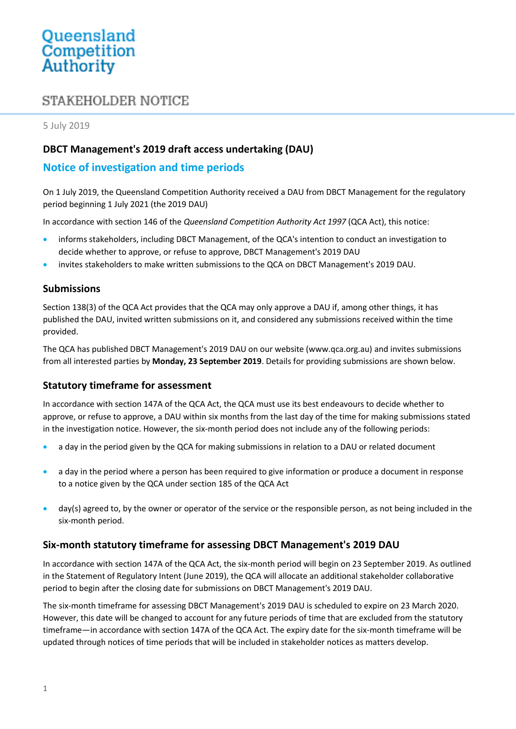Queensland Competition Authority

STAKEHOLDER NOTICE

5 July 2019

## DBCT Management's 2019 draft access undertaking (DAU)

## Notice of investigation and time periods

On 1 July 2019, the Queensland Competition Authority received a DAU from DBCT Management for the regulatory period beginning 1 July 2021 (the 2019 DAU)

In accordance with section 146 of the *Queensland Competition Authority Act 1997* (QCA Act), this notice:

- informs stakeholders, including DBCT Management, of the QCA's intention to conduct an investigation to decide whether to approve, or refuse to approve, DBCT Management's 2019 DAU
- invites stakeholders to make written submissions to the QCA on DBCT Management's 2019 DAU.

### Submissions

Section 138(3) of the QCA Act provides that the QCA may only approve a DAU if, among other things, it has published the DAU, invited written submissions on it, and considered any submissions received within the time provided.

The QCA has published DBCT Management's 2019 DAU on our website (www.qca.org.au) and invites submissions from all interested parties by **Monday, 23 September 2019**. Details for providing submissions are shown below.

### Statutory timeframe for assessment

In accordance with section 147A of the QCA Act, the QCA must use its best endeavours to decide whether to approve, or refuse to approve, a DAU within six months from the last day of the time for making submissions stated in the investigation notice. However, the six-month period does not include any of the following periods:

- a day in the period given by the QCA for making submissions in relation to a DAU or related document
- a day in the period where a person has been required to give information or produce a document in response to a notice given by the QCA under section 185 of the QCA Act
- day(s) agreed to, by the owner or operator of the service or the responsible person, as not being included in the six-month period.

### Six-month statutory timeframe for assessing DBCT Management's 2019 DAU

In accordance with section 147A of the QCA Act, the six-month period will begin on 23 September 2019. As outlined in the Statement of Regulatory Intent (June 2019), the QCA will allocate an additional stakeholder collaborative period to begin after the closing date for submissions on DBCT Management's 2019 DAU.

The six-month timeframe for assessing DBCT Management's 2019 DAU is scheduled to expire on 23 March 2020. However, this date will be changed to account for any future periods of time that are excluded from the statutory timeframe—in accordance with section 147A of the QCA Act. The expiry date for the six-month timeframe will be updated through notices of time periods that will be included in stakeholder notices as matters develop.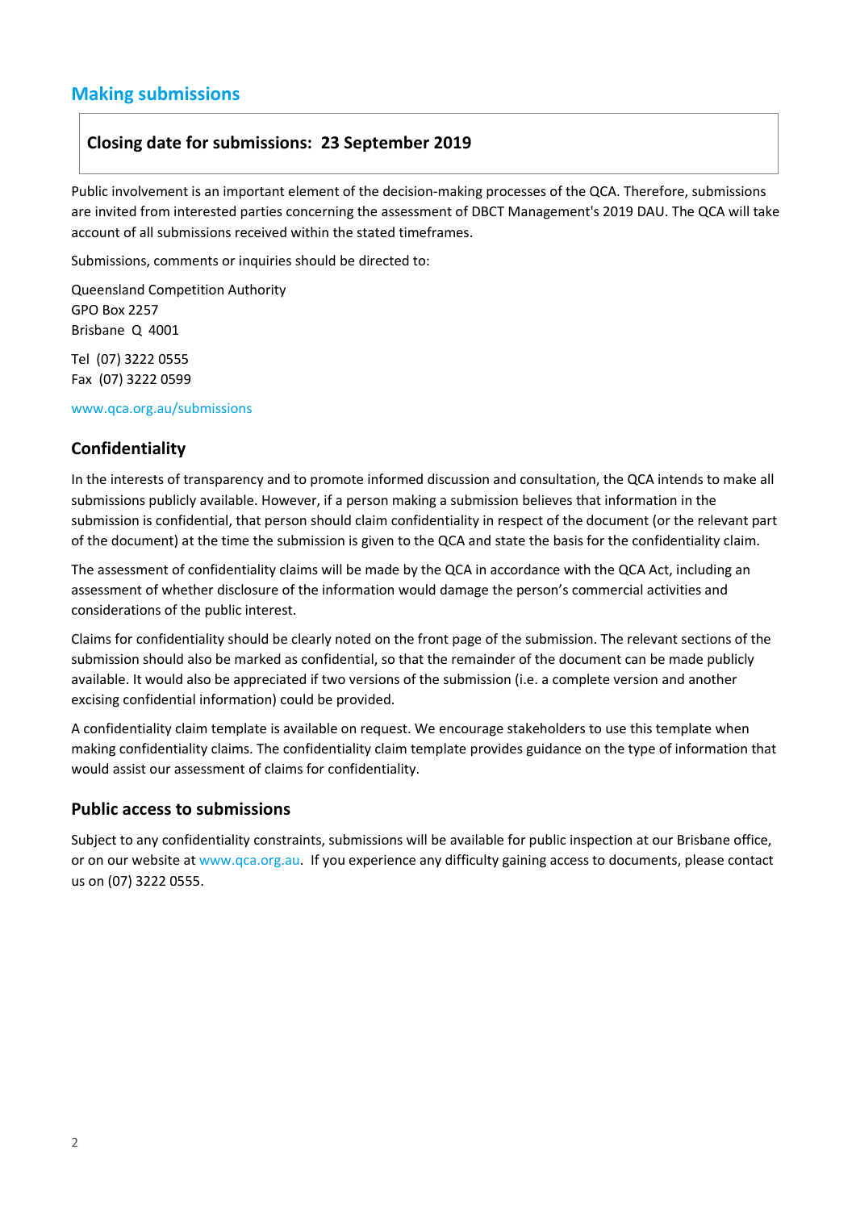## Making submissions

**Closing date for submissions: 23 September 2019**

Public involvement is an important element of the decision-making processes of the QCA. Therefore, submissions are invited from interested parties concerning the assessment of DBCT Management's 2019 DAU. The QCA will take account of all submissions received within the stated timeframes.

Submissions, comments or inquiries should be directed to:

Queensland Competition Authority
GPO Box 2257
Brisbane Q 4001

Tel (07) 3222 0555
Fax (07) 3222 0599

www.qca.org.au/submissions

### Confidentiality

In the interests of transparency and to promote informed discussion and consultation, the QCA intends to make all submissions publicly available. However, if a person making a submission believes that information in the submission is confidential, that person should claim confidentiality in respect of the document (or the relevant part of the document) at the time the submission is given to the QCA and state the basis for the confidentiality claim.

The assessment of confidentiality claims will be made by the QCA in accordance with the QCA Act, including an assessment of whether disclosure of the information would damage the person's commercial activities and considerations of the public interest.

Claims for confidentiality should be clearly noted on the front page of the submission. The relevant sections of the submission should also be marked as confidential, so that the remainder of the document can be made publicly available. It would also be appreciated if two versions of the submission (i.e. a complete version and another excising confidential information) could be provided.

A confidentiality claim template is available on request. We encourage stakeholders to use this template when making confidentiality claims. The confidentiality claim template provides guidance on the type of information that would assist our assessment of claims for confidentiality.

### Public access to submissions

Subject to any confidentiality constraints, submissions will be available for public inspection at our Brisbane office, or on our website at www.qca.org.au. If you experience any difficulty gaining access to documents, please contact us on (07) 3222 0555.